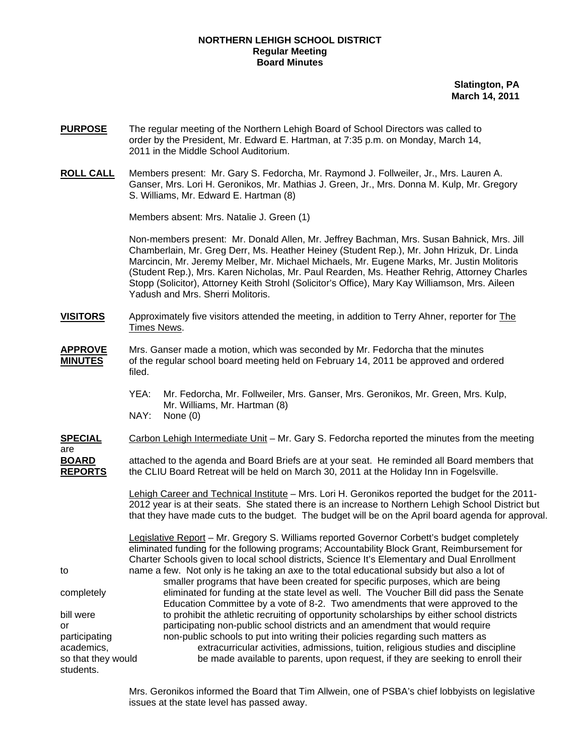**NORTHERN LEHIGH SCHOOL DISTRICT**
**Regular Meeting**
**Board Minutes**

**Slatington, PA**
**March 14, 2011**

**PURPOSE** The regular meeting of the Northern Lehigh Board of School Directors was called to order by the President, Mr. Edward E. Hartman, at 7:35 p.m. on Monday, March 14, 2011 in the Middle School Auditorium.

**ROLL CALL** Members present: Mr. Gary S. Fedorcha, Mr. Raymond J. Follweiler, Jr., Mrs. Lauren A. Ganser, Mrs. Lori H. Geronikos, Mr. Mathias J. Green, Jr., Mrs. Donna M. Kulp, Mr. Gregory S. Williams, Mr. Edward E. Hartman (8)

Members absent: Mrs. Natalie J. Green (1)

Non-members present: Mr. Donald Allen, Mr. Jeffrey Bachman, Mrs. Susan Bahnick, Mrs. Jill Chamberlain, Mr. Greg Derr, Ms. Heather Heiney (Student Rep.), Mr. John Hrizuk, Dr. Linda Marcincin, Mr. Jeremy Melber, Mr. Michael Michaels, Mr. Eugene Marks, Mr. Justin Molitoris (Student Rep.), Mrs. Karen Nicholas, Mr. Paul Rearden, Ms. Heather Rehrig, Attorney Charles Stopp (Solicitor), Attorney Keith Strohl (Solicitor's Office), Mary Kay Williamson, Mrs. Aileen Yadush and Mrs. Sherri Molitoris.

**VISITORS** Approximately five visitors attended the meeting, in addition to Terry Ahner, reporter for The Times News.

**APPROVE MINUTES** Mrs. Ganser made a motion, which was seconded by Mr. Fedorcha that the minutes of the regular school board meeting held on February 14, 2011 be approved and ordered filed.

YEA: Mr. Fedorcha, Mr. Follweiler, Mrs. Ganser, Mrs. Geronikos, Mr. Green, Mrs. Kulp, Mr. Williams, Mr. Hartman (8)
NAY: None (0)

**SPECIAL BOARD REPORTS** Carbon Lehigh Intermediate Unit – Mr. Gary S. Fedorcha reported the minutes from the meeting are attached to the agenda and Board Briefs are at your seat. He reminded all Board members that the CLIU Board Retreat will be held on March 30, 2011 at the Holiday Inn in Fogelsville.

Lehigh Career and Technical Institute – Mrs. Lori H. Geronikos reported the budget for the 2011-2012 year is at their seats. She stated there is an increase to Northern Lehigh School District but that they have made cuts to the budget. The budget will be on the April board agenda for approval.

Legislative Report – Mr. Gregory S. Williams reported Governor Corbett's budget completely eliminated funding for the following programs; Accountability Block Grant, Reimbursement for Charter Schools given to local school districts, Science It's Elementary and Dual Enrollment to name a few. Not only is he taking an axe to the total educational subsidy but also a lot of smaller programs that have been created for specific purposes, which are being completely eliminated for funding at the state level as well. The Voucher Bill did pass the Senate Education Committee by a vote of 8-2. Two amendments that were approved to the bill were to prohibit the athletic recruiting of opportunity scholarships by either school districts or participating non-public school districts and an amendment that would require participating non-public schools to put into writing their policies regarding such matters as academics, extracurricular activities, admissions, tuition, religious studies and discipline so that they would be made available to parents, upon request, if they are seeking to enroll their students.

Mrs. Geronikos informed the Board that Tim Allwein, one of PSBA's chief lobbyists on legislative issues at the state level has passed away.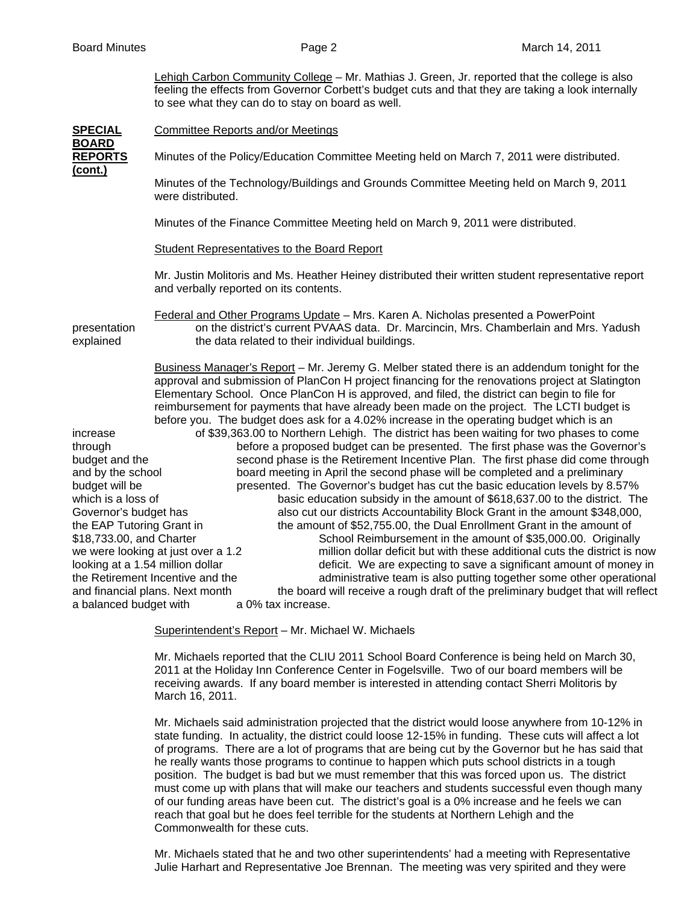Lehigh Carbon Community College – Mr. Mathias J. Green, Jr. reported that the college is also feeling the effects from Governor Corbett's budget cuts and that they are taking a look internally to see what they can do to stay on board as well.

**SPECIAL BOARD REPORTS (cont.)**

Committee Reports and/or Meetings

Minutes of the Policy/Education Committee Meeting held on March 7, 2011 were distributed.

Minutes of the Technology/Buildings and Grounds Committee Meeting held on March 9, 2011 were distributed.

Minutes of the Finance Committee Meeting held on March 9, 2011 were distributed.

Student Representatives to the Board Report

Mr. Justin Molitoris and Ms. Heather Heiney distributed their written student representative report and verbally reported on its contents.

Federal and Other Programs Update – Mrs. Karen A. Nicholas presented a PowerPoint presentation on the district's current PVAAS data. Dr. Marcincin, Mrs. Chamberlain and Mrs. Yadush explained the data related to their individual buildings.

Business Manager's Report – Mr. Jeremy G. Melber stated there is an addendum tonight for the approval and submission of PlanCon H project financing for the renovations project at Slatington Elementary School. Once PlanCon H is approved, and filed, the district can begin to file for reimbursement for payments that have already been made on the project. The LCTI budget is before you. The budget does ask for a 4.02% increase in the operating budget which is an increase of $39,363.00 to Northern Lehigh. The district has been waiting for two phases to come through before a proposed budget can be presented. The first phase was the Governor's budget and the second phase is the Retirement Incentive Plan. The first phase did come through and by the school board meeting in April the second phase will be completed and a preliminary budget will be presented. The Governor's budget has cut the basic education levels by 8.57% which is a loss of basic education subsidy in the amount of $618,637.00 to the district. The Governor's budget has also cut our districts Accountability Block Grant in the amount $348,000, the EAP Tutoring Grant in the amount of $52,755.00, the Dual Enrollment Grant in the amount of $18,733.00, and Charter School Reimbursement in the amount of $35,000.00. Originally we were looking at just over a 1.2 million dollar deficit but with these additional cuts the district is now looking at a 1.54 million dollar deficit. We are expecting to save a significant amount of money in the Retirement Incentive and the administrative team is also putting together some other operational and financial plans. Next month the board will receive a rough draft of the preliminary budget that will reflect a balanced budget with a 0% tax increase.

Superintendent's Report – Mr. Michael W. Michaels

Mr. Michaels reported that the CLIU 2011 School Board Conference is being held on March 30, 2011 at the Holiday Inn Conference Center in Fogelsville. Two of our board members will be receiving awards. If any board member is interested in attending contact Sherri Molitoris by March 16, 2011.

Mr. Michaels said administration projected that the district would loose anywhere from 10-12% in state funding. In actuality, the district could loose 12-15% in funding. These cuts will affect a lot of programs. There are a lot of programs that are being cut by the Governor but he has said that he really wants those programs to continue to happen which puts school districts in a tough position. The budget is bad but we must remember that this was forced upon us. The district must come up with plans that will make our teachers and students successful even though many of our funding areas have been cut. The district's goal is a 0% increase and he feels we can reach that goal but he does feel terrible for the students at Northern Lehigh and the Commonwealth for these cuts.

Mr. Michaels stated that he and two other superintendents' had a meeting with Representative Julie Harhart and Representative Joe Brennan. The meeting was very spirited and they were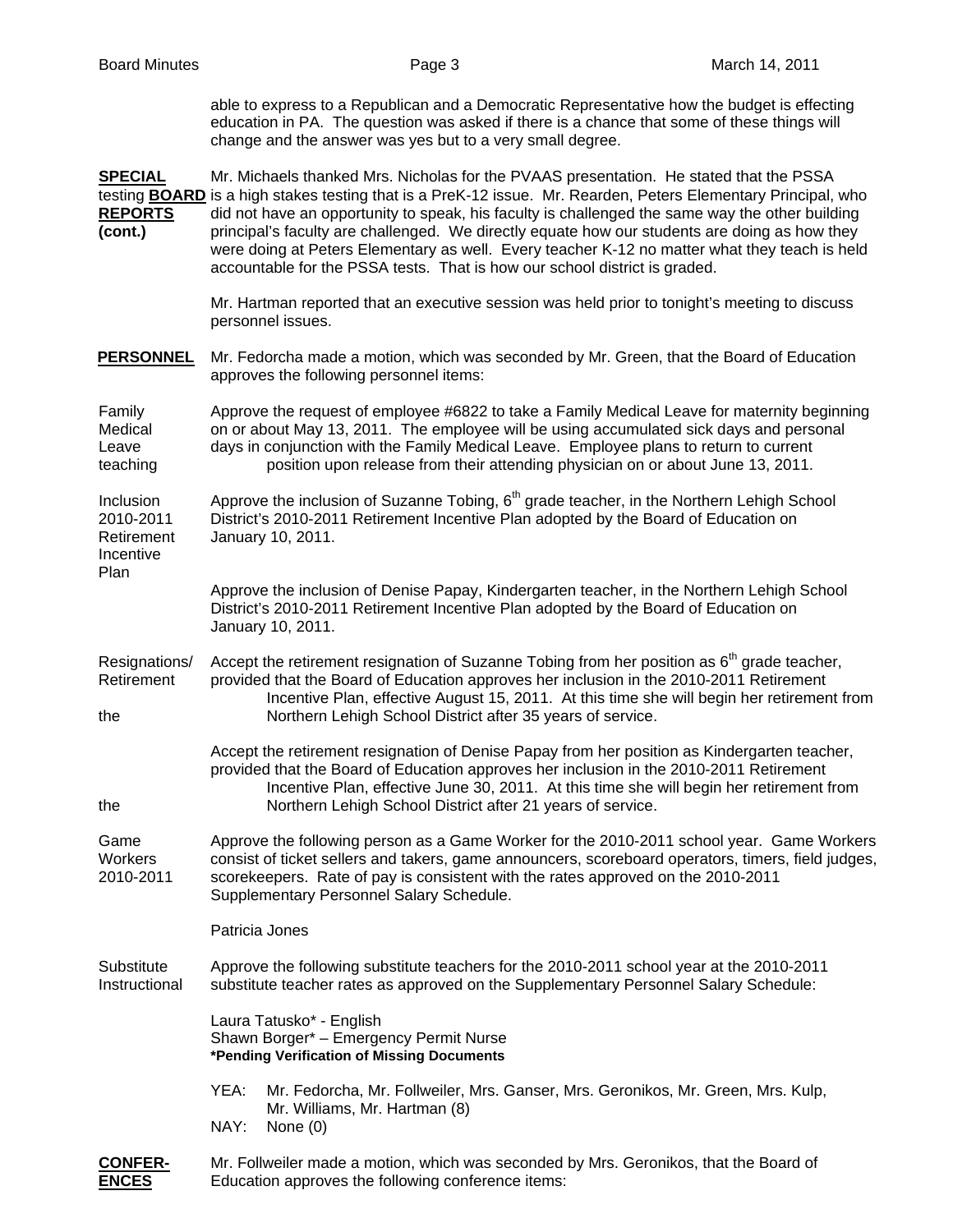able to express to a Republican and a Democratic Representative how the budget is effecting education in PA. The question was asked if there is a chance that some of these things will change and the answer was yes but to a very small degree.

**SPECIAL BOARD REPORTS (cont.)**

Mr. Michaels thanked Mrs. Nicholas for the PVAAS presentation. He stated that the PSSA testing is a high stakes testing that is a PreK-12 issue. Mr. Rearden, Peters Elementary Principal, who did not have an opportunity to speak, his faculty is challenged the same way the other building principal's faculty are challenged. We directly equate how our students are doing as how they were doing at Peters Elementary as well. Every teacher K-12 no matter what they teach is held accountable for the PSSA tests. That is how our school district is graded.

Mr. Hartman reported that an executive session was held prior to tonight's meeting to discuss personnel issues.

**PERSONNEL**

Mr. Fedorcha made a motion, which was seconded by Mr. Green, that the Board of Education approves the following personnel items:

Family Medical Leave teaching

Approve the request of employee #6822 to take a Family Medical Leave for maternity beginning on or about May 13, 2011. The employee will be using accumulated sick days and personal days in conjunction with the Family Medical Leave. Employee plans to return to current position upon release from their attending physician on or about June 13, 2011.

Inclusion 2010-2011 Retirement Incentive Plan

Approve the inclusion of Suzanne Tobing, 6th grade teacher, in the Northern Lehigh School District's 2010-2011 Retirement Incentive Plan adopted by the Board of Education on January 10, 2011.

Approve the inclusion of Denise Papay, Kindergarten teacher, in the Northern Lehigh School District's 2010-2011 Retirement Incentive Plan adopted by the Board of Education on January 10, 2011.

Resignations/ Retirement

Accept the retirement resignation of Suzanne Tobing from her position as 6th grade teacher, provided that the Board of Education approves her inclusion in the 2010-2011 Retirement Incentive Plan, effective August 15, 2011. At this time she will begin her retirement from the Northern Lehigh School District after 35 years of service.

Accept the retirement resignation of Denise Papay from her position as Kindergarten teacher, provided that the Board of Education approves her inclusion in the 2010-2011 Retirement Incentive Plan, effective June 30, 2011. At this time she will begin her retirement from the Northern Lehigh School District after 21 years of service.

Game Workers 2010-2011

Approve the following person as a Game Worker for the 2010-2011 school year. Game Workers consist of ticket sellers and takers, game announcers, scoreboard operators, timers, field judges, scorekeepers. Rate of pay is consistent with the rates approved on the 2010-2011 Supplementary Personnel Salary Schedule.

Patricia Jones

Substitute Instructional

Approve the following substitute teachers for the 2010-2011 school year at the 2010-2011 substitute teacher rates as approved on the Supplementary Personnel Salary Schedule:

Laura Tatusko* - English
Shawn Borger* – Emergency Permit Nurse
***Pending Verification of Missing Documents**

YEA: Mr. Fedorcha, Mr. Follweiler, Mrs. Ganser, Mrs. Geronikos, Mr. Green, Mrs. Kulp, Mr. Williams, Mr. Hartman (8)
NAY: None (0)

**CONFERENCES**

Mr. Follweiler made a motion, which was seconded by Mrs. Geronikos, that the Board of Education approves the following conference items: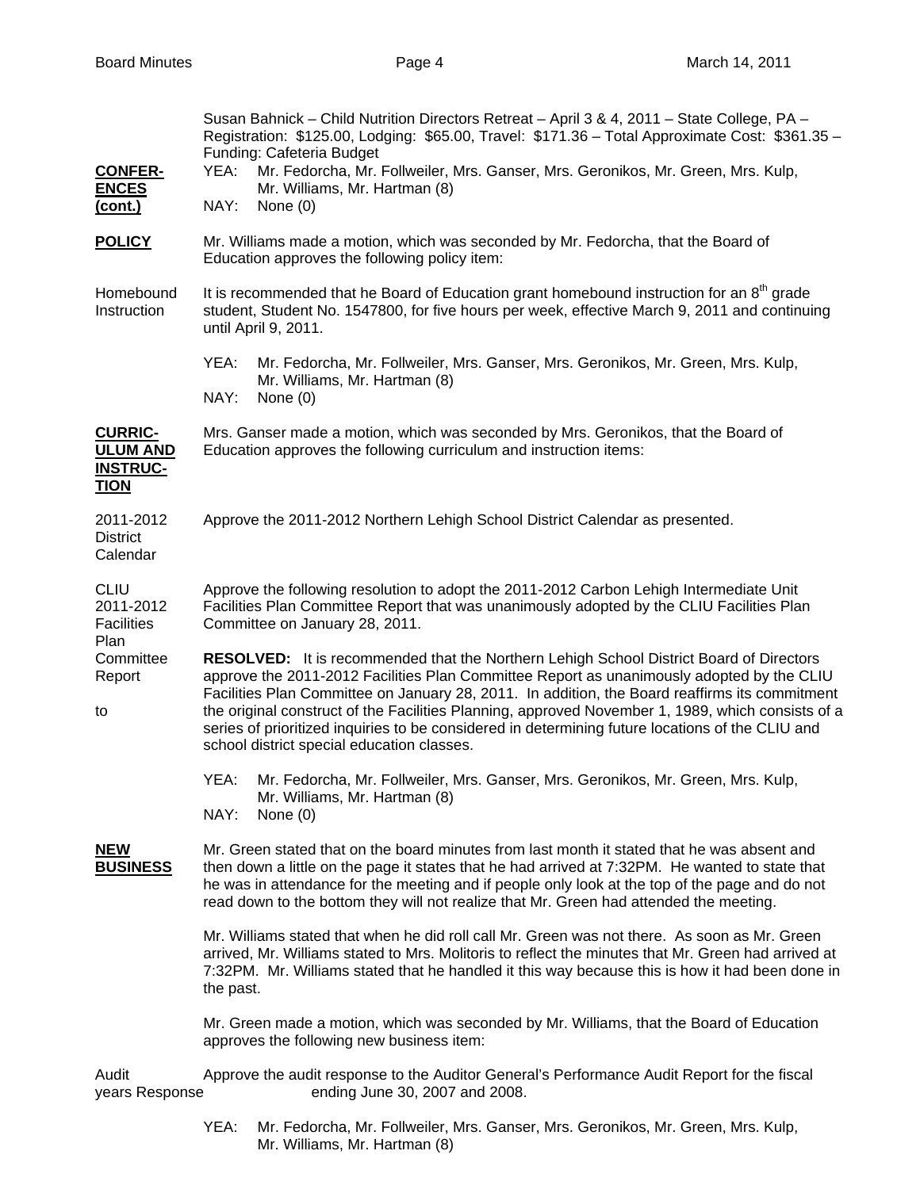Susan Bahnick – Child Nutrition Directors Retreat – April 3 & 4, 2011 – State College, PA – Registration: $125.00, Lodging: $65.00, Travel: $171.36 – Total Approximate Cost: $361.35 – Funding: Cafeteria Budget

**CONFERENCES (cont.)**

YEA: Mr. Fedorcha, Mr. Follweiler, Mrs. Ganser, Mrs. Geronikos, Mr. Green, Mrs. Kulp, Mr. Williams, Mr. Hartman (8)
NAY: None (0)

**POLICY**

Mr. Williams made a motion, which was seconded by Mr. Fedorcha, that the Board of Education approves the following policy item:

Homebound Instruction

It is recommended that he Board of Education grant homebound instruction for an 8th grade student, Student No. 1547800, for five hours per week, effective March 9, 2011 and continuing until April 9, 2011.

YEA: Mr. Fedorcha, Mr. Follweiler, Mrs. Ganser, Mrs. Geronikos, Mr. Green, Mrs. Kulp, Mr. Williams, Mr. Hartman (8)
NAY: None (0)

**CURRICULUM AND INSTRUCTION**

Mrs. Ganser made a motion, which was seconded by Mrs. Geronikos, that the Board of Education approves the following curriculum and instruction items:

2011-2012 District Calendar

Approve the 2011-2012 Northern Lehigh School District Calendar as presented.

CLIU 2011-2012 Facilities Plan Committee Report to

Approve the following resolution to adopt the 2011-2012 Carbon Lehigh Intermediate Unit Facilities Plan Committee Report that was unanimously adopted by the CLIU Facilities Plan Committee on January 28, 2011.

**RESOLVED:** It is recommended that the Northern Lehigh School District Board of Directors approve the 2011-2012 Facilities Plan Committee Report as unanimously adopted by the CLIU Facilities Plan Committee on January 28, 2011. In addition, the Board reaffirms its commitment the original construct of the Facilities Planning, approved November 1, 1989, which consists of a series of prioritized inquiries to be considered in determining future locations of the CLIU and school district special education classes.

YEA: Mr. Fedorcha, Mr. Follweiler, Mrs. Ganser, Mrs. Geronikos, Mr. Green, Mrs. Kulp, Mr. Williams, Mr. Hartman (8)
NAY: None (0)

**NEW BUSINESS**

Mr. Green stated that on the board minutes from last month it stated that he was absent and then down a little on the page it states that he had arrived at 7:32PM. He wanted to state that he was in attendance for the meeting and if people only look at the top of the page and do not read down to the bottom they will not realize that Mr. Green had attended the meeting.

Mr. Williams stated that when he did roll call Mr. Green was not there. As soon as Mr. Green arrived, Mr. Williams stated to Mrs. Molitoris to reflect the minutes that Mr. Green had arrived at 7:32PM. Mr. Williams stated that he handled it this way because this is how it had been done in the past.

Mr. Green made a motion, which was seconded by Mr. Williams, that the Board of Education approves the following new business item:

Audit Response

Approve the audit response to the Auditor General's Performance Audit Report for the fiscal years ending June 30, 2007 and 2008.

YEA: Mr. Fedorcha, Mr. Follweiler, Mrs. Ganser, Mrs. Geronikos, Mr. Green, Mrs. Kulp, Mr. Williams, Mr. Hartman (8)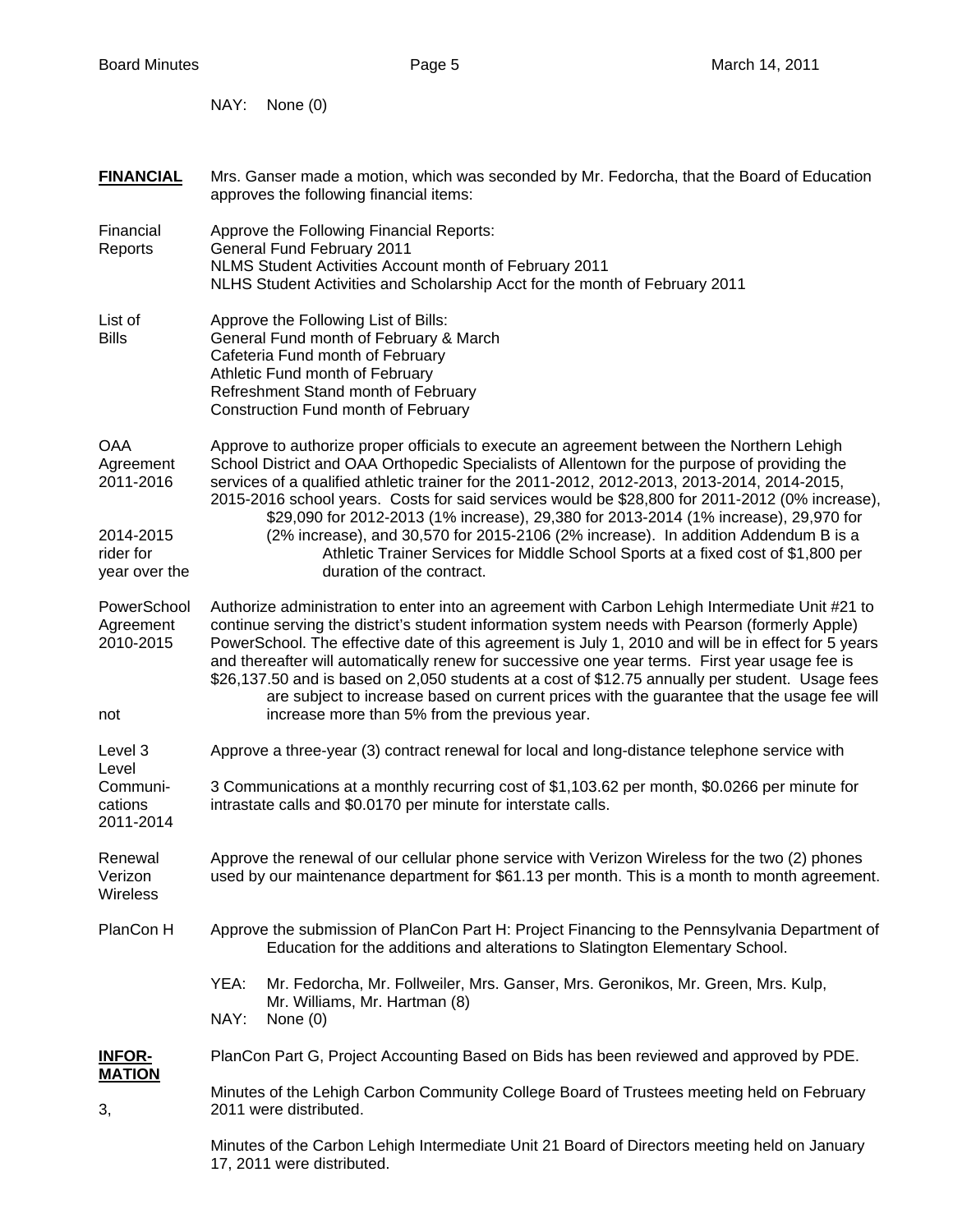NAY: None (0)

**FINANCIAL** Mrs. Ganser made a motion, which was seconded by Mr. Fedorcha, that the Board of Education approves the following financial items:

Financial Reports

Approve the Following Financial Reports:
General Fund February 2011
NLMS Student Activities Account month of February 2011
NLHS Student Activities and Scholarship Acct for the month of February 2011

List of Bills

Approve the Following List of Bills:
General Fund month of February & March
Cafeteria Fund month of February
Athletic Fund month of February
Refreshment Stand month of February
Construction Fund month of February

OAA Agreement 2011-2016

Approve to authorize proper officials to execute an agreement between the Northern Lehigh School District and OAA Orthopedic Specialists of Allentown for the purpose of providing the services of a qualified athletic trainer for the 2011-2012, 2012-2013, 2013-2014, 2014-2015, 2015-2016 school years. Costs for said services would be $28,800 for 2011-2012 (0% increase), $29,090 for 2012-2013 (1% increase), 29,380 for 2013-2014 (1% increase), 29,970 for 2014-2015 (2% increase), and 30,570 for 2015-2106 (2% increase). In addition Addendum B is a rider for Athletic Trainer Services for Middle School Sports at a fixed cost of $1,800 per year over the duration of the contract.

PowerSchool Agreement 2010-2015

Authorize administration to enter into an agreement with Carbon Lehigh Intermediate Unit #21 to continue serving the district's student information system needs with Pearson (formerly Apple) PowerSchool. The effective date of this agreement is July 1, 2010 and will be in effect for 5 years and thereafter will automatically renew for successive one year terms. First year usage fee is $26,137.50 and is based on 2,050 students at a cost of $12.75 annually per student. Usage fees are subject to increase based on current prices with the guarantee that the usage fee will not increase more than 5% from the previous year.

Level 3 Communications 2011-2014

Approve a three-year (3) contract renewal for local and long-distance telephone service with Level 3 Communications at a monthly recurring cost of $1,103.62 per month, $0.0266 per minute for intrastate calls and $0.0170 per minute for interstate calls.

Renewal Verizon Wireless

Approve the renewal of our cellular phone service with Verizon Wireless for the two (2) phones used by our maintenance department for $61.13 per month. This is a month to month agreement.

PlanCon H

Approve the submission of PlanCon Part H: Project Financing to the Pennsylvania Department of Education for the additions and alterations to Slatington Elementary School.

YEA: Mr. Fedorcha, Mr. Follweiler, Mrs. Ganser, Mrs. Geronikos, Mr. Green, Mrs. Kulp, Mr. Williams, Mr. Hartman (8)
NAY: None (0)

**INFORMATION**

PlanCon Part G, Project Accounting Based on Bids has been reviewed and approved by PDE.

Minutes of the Lehigh Carbon Community College Board of Trustees meeting held on February 3, 2011 were distributed.

Minutes of the Carbon Lehigh Intermediate Unit 21 Board of Directors meeting held on January 17, 2011 were distributed.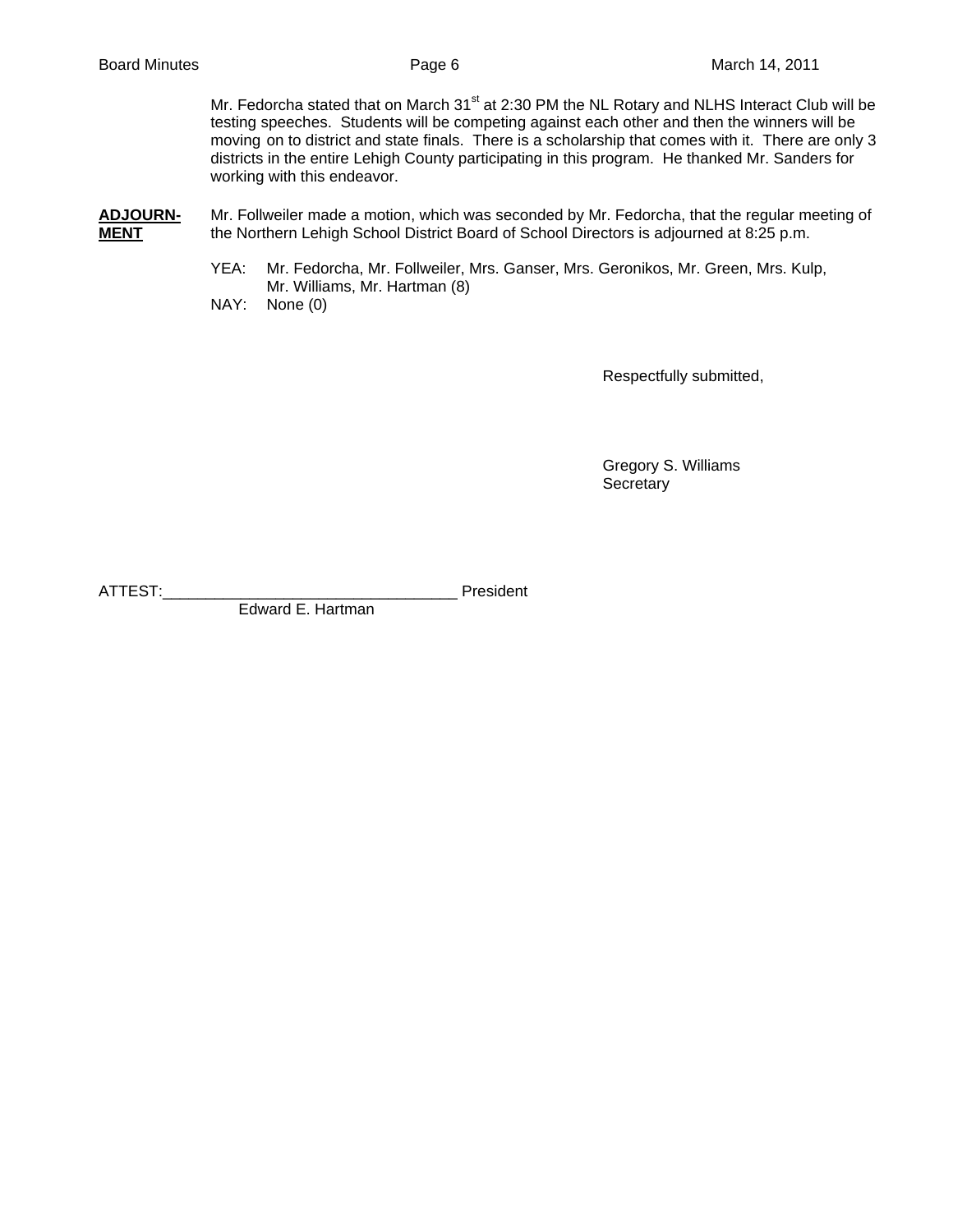Mr. Fedorcha stated that on March 31st at 2:30 PM the NL Rotary and NLHS Interact Club will be testing speeches. Students will be competing against each other and then the winners will be moving on to district and state finals. There is a scholarship that comes with it. There are only 3 districts in the entire Lehigh County participating in this program. He thanked Mr. Sanders for working with this endeavor.

**ADJOURN-MENT**

Mr. Follweiler made a motion, which was seconded by Mr. Fedorcha, that the regular meeting of the Northern Lehigh School District Board of School Directors is adjourned at 8:25 p.m.

YEA: Mr. Fedorcha, Mr. Follweiler, Mrs. Ganser, Mrs. Geronikos, Mr. Green, Mrs. Kulp, Mr. Williams, Mr. Hartman (8)

NAY: None (0)

Respectfully submitted,

Gregory S. Williams
Secretary

ATTEST:_________________________________ President
Edward E. Hartman